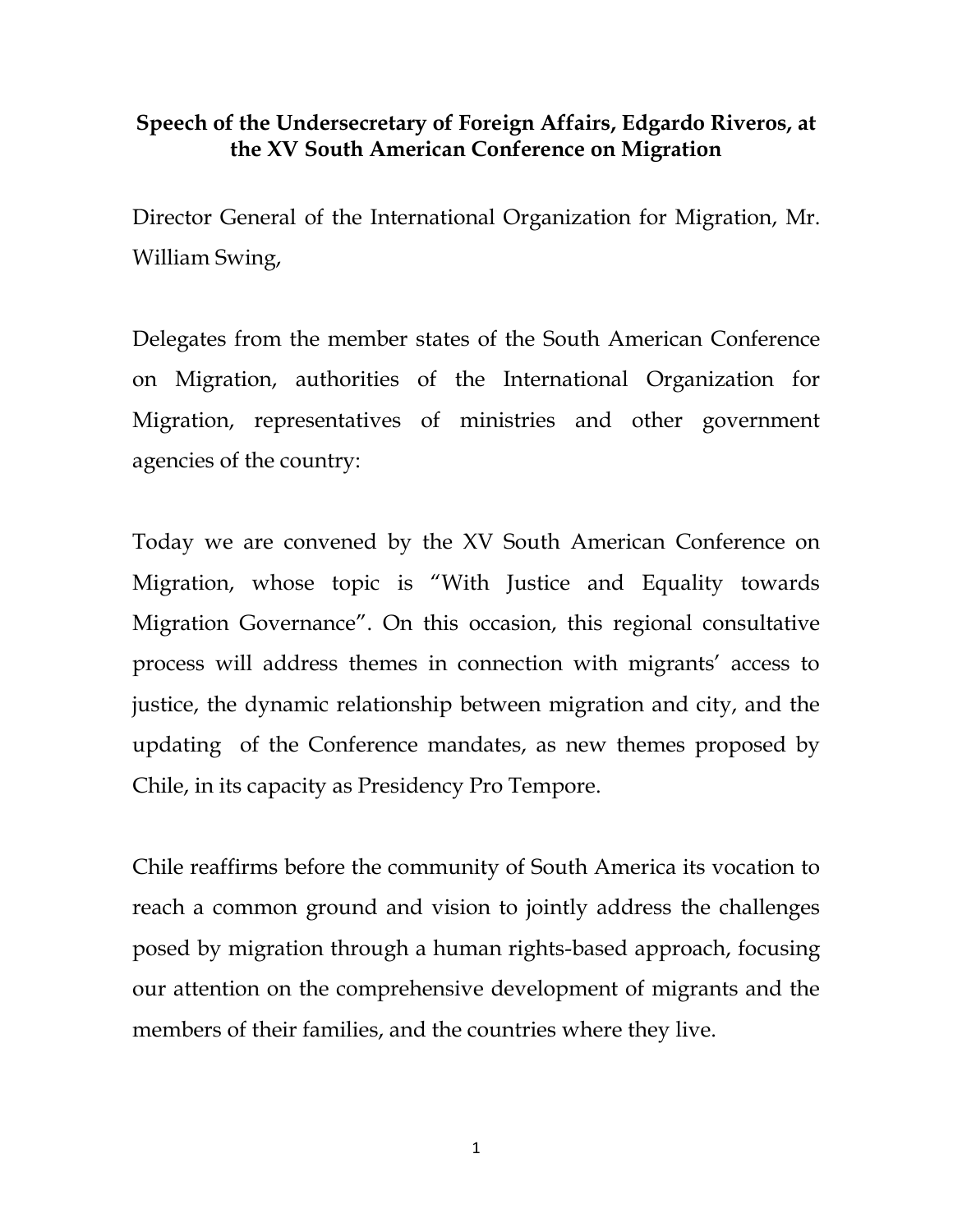# Speech of the Undersecretary of Foreign Affairs, Edgardo Riveros, at the XV South American Conference on Migration

Director General of the International Organization for Migration, Mr. William Swing,

Delegates from the member states of the South American Conference on Migration, authorities of the International Organization for Migration, representatives of ministries and other government agencies of the country:

Today we are convened by the XV South American Conference on Migration, whose topic is "With Justice and Equality towards Migration Governance". On this occasion, this regional consultative process will address themes in connection with migrants' access to justice, the dynamic relationship between migration and city, and the updating of the Conference mandates, as new themes proposed by Chile, in its capacity as Presidency Pro Tempore.

Chile reaffirms before the community of South America its vocation to reach a common ground and vision to jointly address the challenges posed by migration through a human rights-based approach, focusing our attention on the comprehensive development of migrants and the members of their families, and the countries where they live.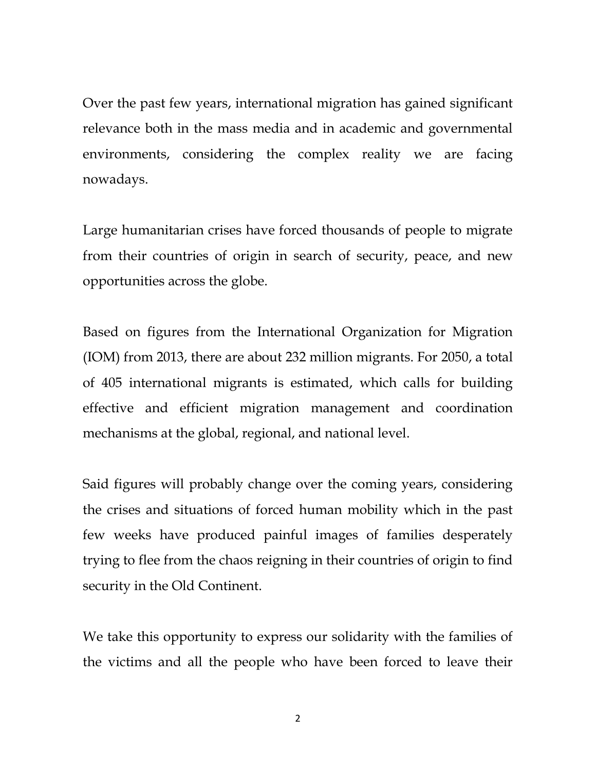Over the past few years, international migration has gained significant relevance both in the mass media and in academic and governmental environments, considering the complex reality we are facing nowadays.

Large humanitarian crises have forced thousands of people to migrate from their countries of origin in search of security, peace, and new opportunities across the globe.

Based on figures from the International Organization for Migration (IOM) from 2013, there are about 232 million migrants. For 2050, a total of 405 international migrants is estimated, which calls for building effective and efficient migration management and coordination mechanisms at the global, regional, and national level.

Said figures will probably change over the coming years, considering the crises and situations of forced human mobility which in the past few weeks have produced painful images of families desperately trying to flee from the chaos reigning in their countries of origin to find security in the Old Continent.

We take this opportunity to express our solidarity with the families of the victims and all the people who have been forced to leave their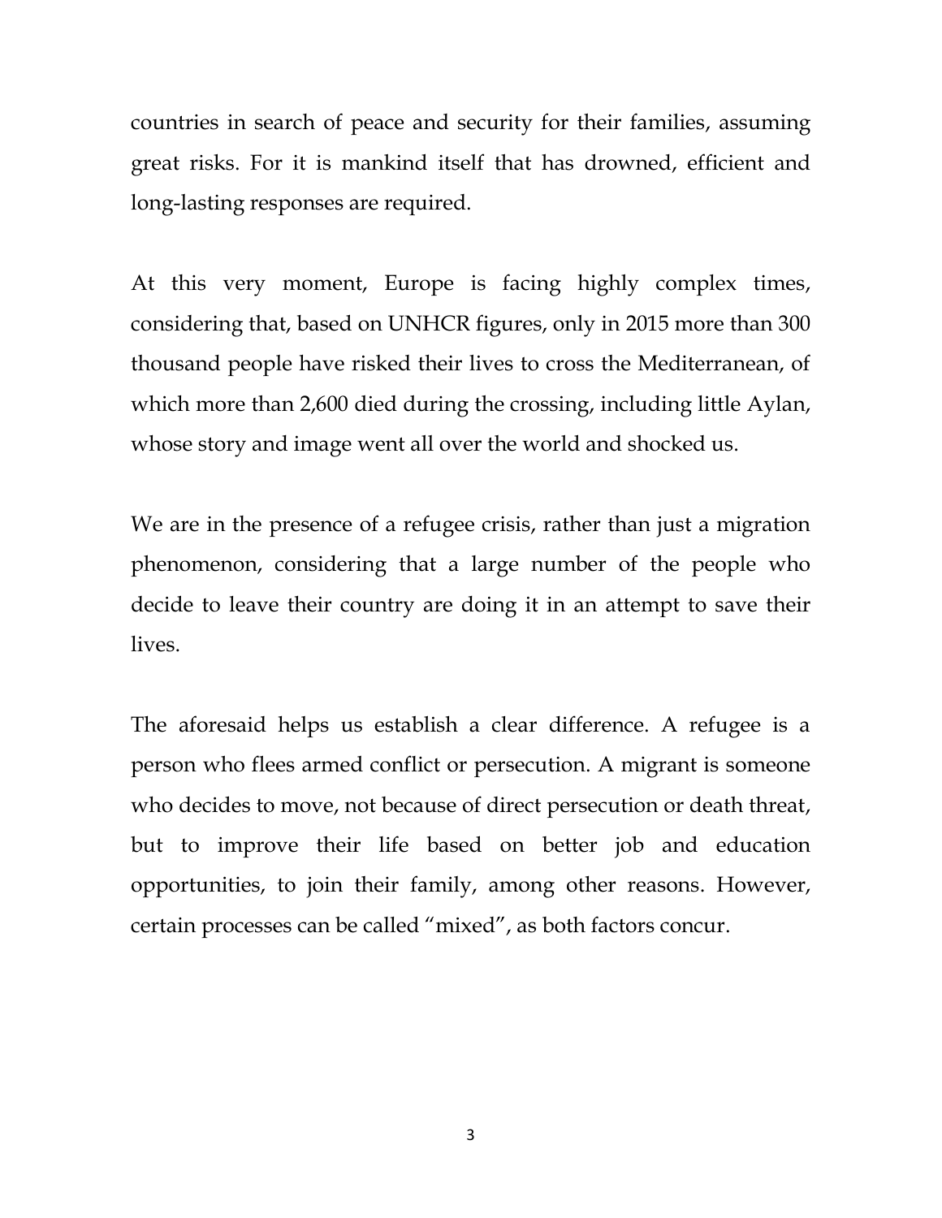countries in search of peace and security for their families, assuming great risks. For it is mankind itself that has drowned, efficient and long-lasting responses are required.

At this very moment, Europe is facing highly complex times, considering that, based on UNHCR figures, only in 2015 more than 300 thousand people have risked their lives to cross the Mediterranean, of which more than 2,600 died during the crossing, including little Aylan, whose story and image went all over the world and shocked us.

We are in the presence of a refugee crisis, rather than just a migration phenomenon, considering that a large number of the people who decide to leave their country are doing it in an attempt to save their lives.

The aforesaid helps us establish a clear difference. A refugee is a person who flees armed conflict or persecution. A migrant is someone who decides to move, not because of direct persecution or death threat, but to improve their life based on better job and education opportunities, to join their family, among other reasons. However, certain processes can be called "mixed", as both factors concur.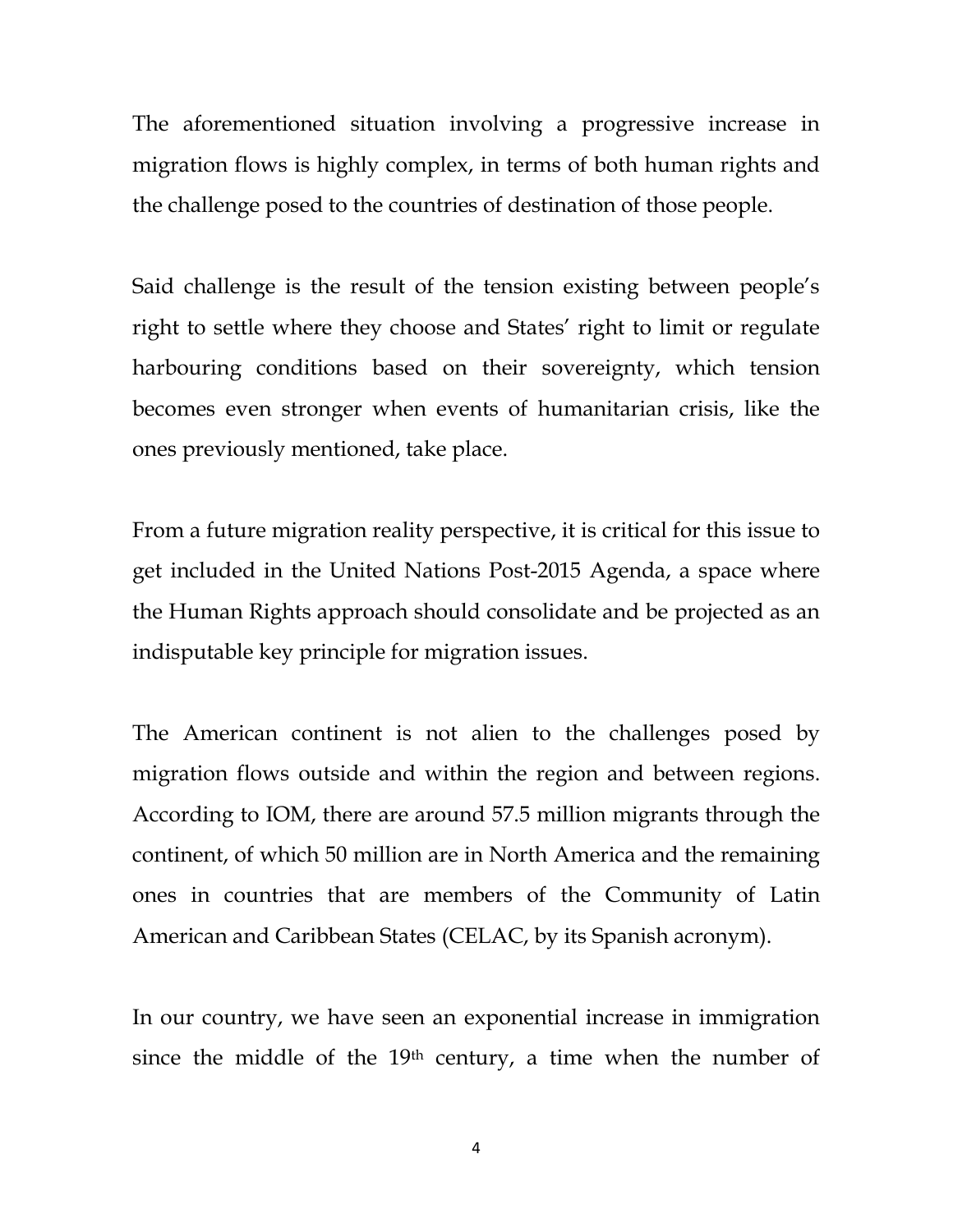The aforementioned situation involving a progressive increase in migration flows is highly complex, in terms of both human rights and the challenge posed to the countries of destination of those people.

Said challenge is the result of the tension existing between people's right to settle where they choose and States' right to limit or regulate harbouring conditions based on their sovereignty, which tension becomes even stronger when events of humanitarian crisis, like the ones previously mentioned, take place.

From a future migration reality perspective, it is critical for this issue to get included in the United Nations Post-2015 Agenda, a space where the Human Rights approach should consolidate and be projected as an indisputable key principle for migration issues.

The American continent is not alien to the challenges posed by migration flows outside and within the region and between regions. According to IOM, there are around 57.5 million migrants through the continent, of which 50 million are in North America and the remaining ones in countries that are members of the Community of Latin American and Caribbean States (CELAC, by its Spanish acronym).

In our country, we have seen an exponential increase in immigration since the middle of the 19th century, a time when the number of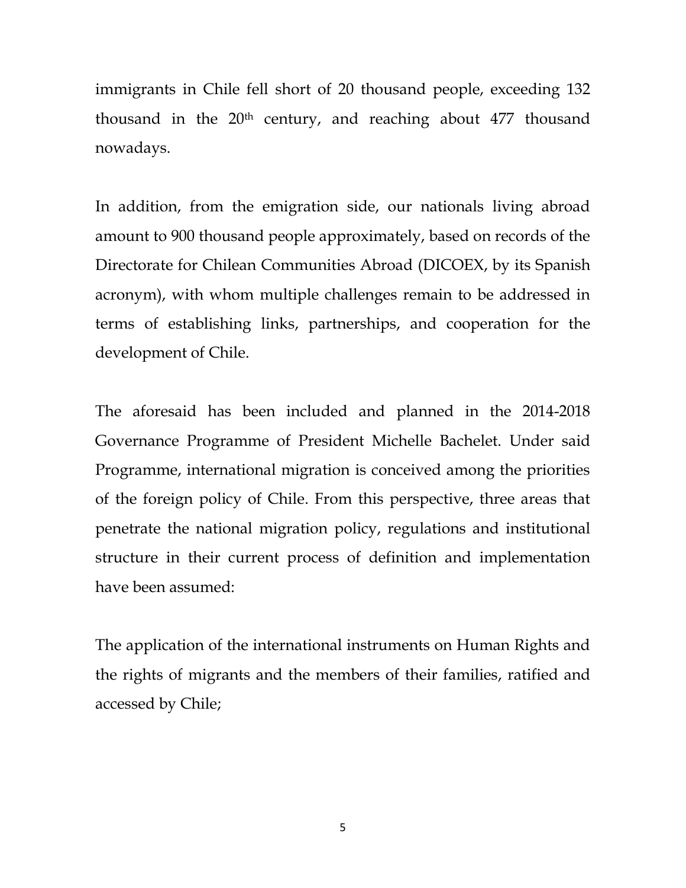immigrants in Chile fell short of 20 thousand people, exceeding 132 thousand in the 20th century, and reaching about 477 thousand nowadays.

In addition, from the emigration side, our nationals living abroad amount to 900 thousand people approximately, based on records of the Directorate for Chilean Communities Abroad (DICOEX, by its Spanish acronym), with whom multiple challenges remain to be addressed in terms of establishing links, partnerships, and cooperation for the development of Chile.

The aforesaid has been included and planned in the 2014-2018 Governance Programme of President Michelle Bachelet. Under said Programme, international migration is conceived among the priorities of the foreign policy of Chile. From this perspective, three areas that penetrate the national migration policy, regulations and institutional structure in their current process of definition and implementation have been assumed:

The application of the international instruments on Human Rights and the rights of migrants and the members of their families, ratified and accessed by Chile;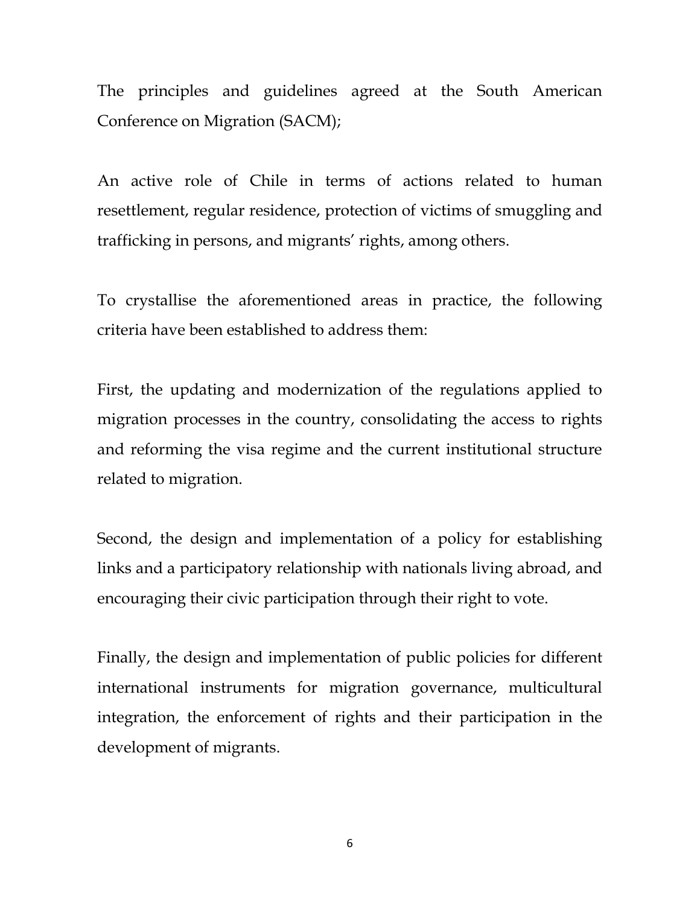The principles and guidelines agreed at the South American Conference on Migration (SACM);

An active role of Chile in terms of actions related to human resettlement, regular residence, protection of victims of smuggling and trafficking in persons, and migrants' rights, among others.

To crystallise the aforementioned areas in practice, the following criteria have been established to address them:

First, the updating and modernization of the regulations applied to migration processes in the country, consolidating the access to rights and reforming the visa regime and the current institutional structure related to migration.

Second, the design and implementation of a policy for establishing links and a participatory relationship with nationals living abroad, and encouraging their civic participation through their right to vote.

Finally, the design and implementation of public policies for different international instruments for migration governance, multicultural integration, the enforcement of rights and their participation in the development of migrants.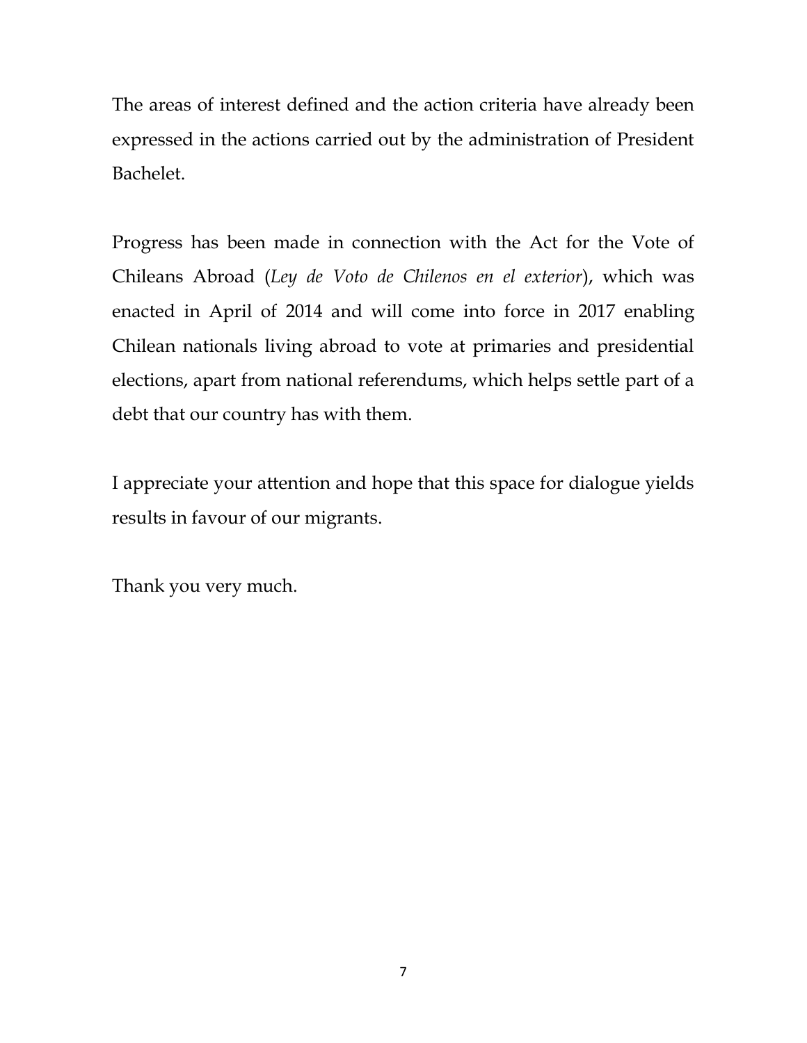The areas of interest defined and the action criteria have already been expressed in the actions carried out by the administration of President Bachelet.

Progress has been made in connection with the Act for the Vote of Chileans Abroad (*Ley de Voto de Chilenos en el exterior*), which was enacted in April of 2014 and will come into force in 2017 enabling Chilean nationals living abroad to vote at primaries and presidential elections, apart from national referendums, which helps settle part of a debt that our country has with them.

I appreciate your attention and hope that this space for dialogue yields results in favour of our migrants.

Thank you very much.